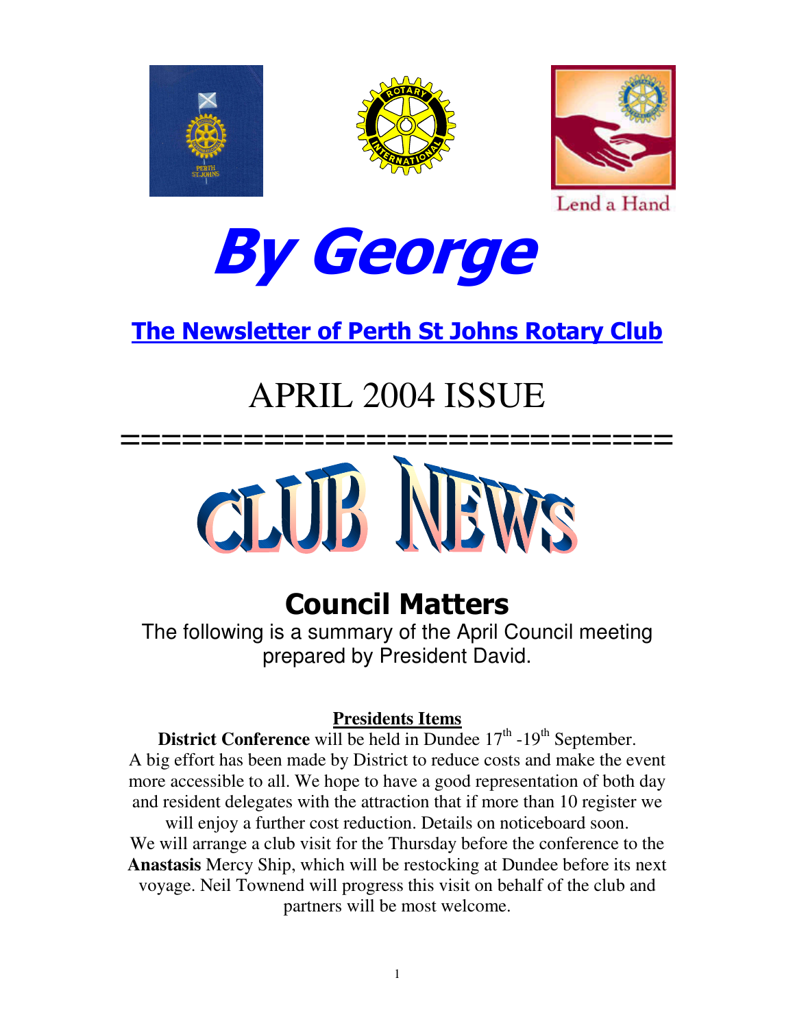Lend a Hand

# By George

## The Newsletter of Perth St Johns Rotary Club

# APRIL 2004 ISSUE

============================

# CLUB NEWS

## Council Matters

The following is a summary of the April Council meeting prepared by President David.

### Presidents Items

**District Conference** will be held in Dundee 17th -19th September. A big effort has been made by District to reduce costs and make the event more accessible to all. We hope to have a good representation of both day and resident delegates with the attraction that if more than 10 register we will enjoy a further cost reduction. Details on noticeboard soon.

We will arrange a club visit for the Thursday before the conference to the **Anastasis** Mercy Ship, which will be restocking at Dundee before its next voyage. Neil Townend will progress this visit on behalf of the club and partners will be most welcome.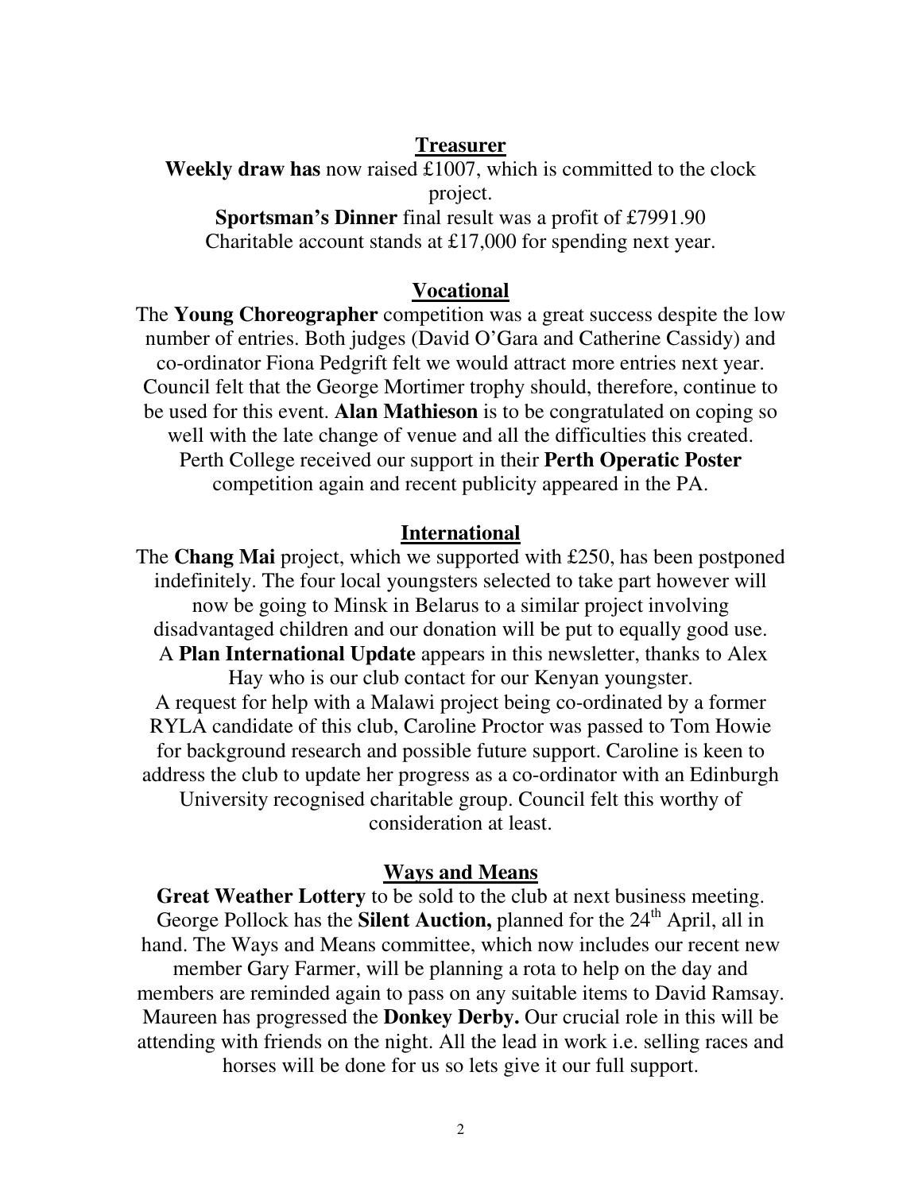## Treasurer

**Weekly draw has** now raised £1007, which is committed to the clock project.

**Sportsman's Dinner** final result was a profit of £7991.90

Charitable account stands at £17,000 for spending next year.

## Vocational

The **Young Choreographer** competition was a great success despite the low number of entries. Both judges (David O'Gara and Catherine Cassidy) and co-ordinator Fiona Pedgrift felt we would attract more entries next year. Council felt that the George Mortimer trophy should, therefore, continue to be used for this event. **Alan Mathieson** is to be congratulated on coping so well with the late change of venue and all the difficulties this created. Perth College received our support in their **Perth Operatic Poster** competition again and recent publicity appeared in the PA.

## International

The **Chang Mai** project, which we supported with £250, has been postponed indefinitely. The four local youngsters selected to take part however will now be going to Minsk in Belarus to a similar project involving disadvantaged children and our donation will be put to equally good use. A **Plan International Update** appears in this newsletter, thanks to Alex Hay who is our club contact for our Kenyan youngster.

A request for help with a Malawi project being co-ordinated by a former RYLA candidate of this club, Caroline Proctor was passed to Tom Howie for background research and possible future support. Caroline is keen to address the club to update her progress as a co-ordinator with an Edinburgh University recognised charitable group. Council felt this worthy of consideration at least.

## Ways and Means

**Great Weather Lottery** to be sold to the club at next business meeting. George Pollock has the **Silent Auction,** planned for the 24th April, all in hand. The Ways and Means committee, which now includes our recent new member Gary Farmer, will be planning a rota to help on the day and members are reminded again to pass on any suitable items to David Ramsay. Maureen has progressed the **Donkey Derby.** Our crucial role in this will be attending with friends on the night. All the lead in work i.e. selling races and horses will be done for us so lets give it our full support.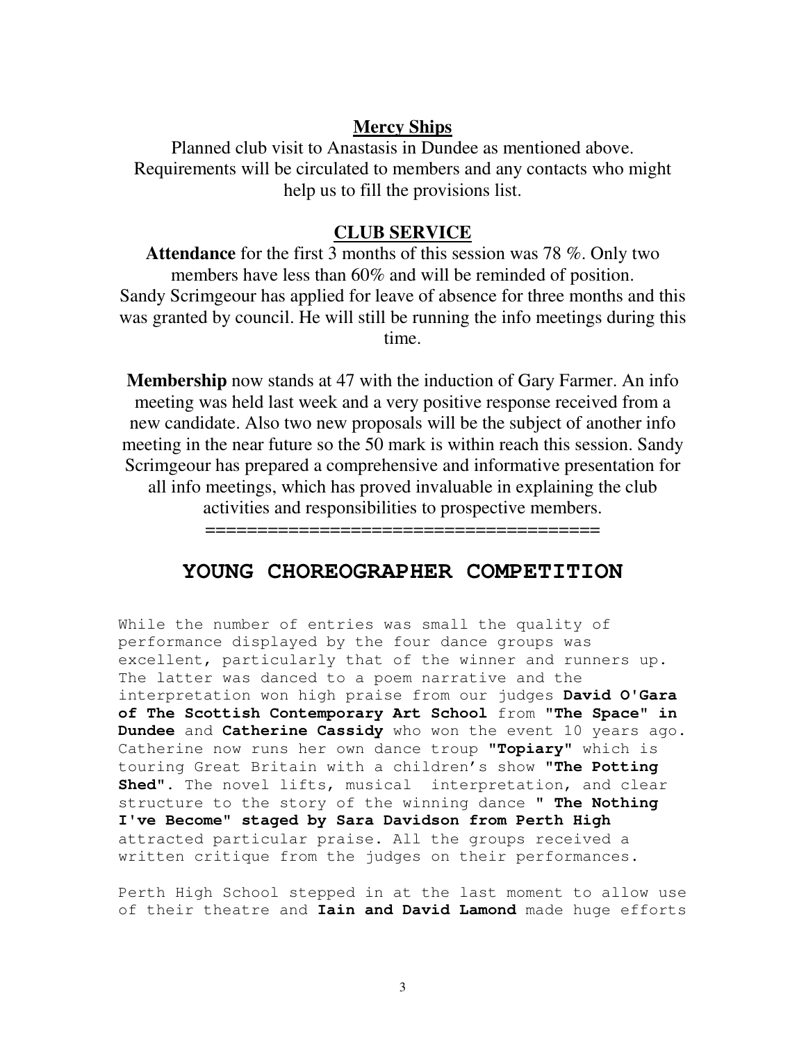## Mercy Ships

Planned club visit to Anastasis in Dundee as mentioned above. Requirements will be circulated to members and any contacts who might help us to fill the provisions list.

## CLUB SERVICE

**Attendance** for the first 3 months of this session was 78 %. Only two members have less than 60% and will be reminded of position. Sandy Scrimgeour has applied for leave of absence for three months and this was granted by council. He will still be running the info meetings during this time.

**Membership** now stands at 47 with the induction of Gary Farmer. An info meeting was held last week and a very positive response received from a new candidate. Also two new proposals will be the subject of another info meeting in the near future so the 50 mark is within reach this session. Sandy Scrimgeour has prepared a comprehensive and informative presentation for all info meetings, which has proved invaluable in explaining the club activities and responsibilities to prospective members.

=====================================

# YOUNG CHOREOGRAPHER COMPETITION

While the number of entries was small the quality of performance displayed by the four dance groups was excellent, particularly that of the winner and runners up. The latter was danced to a poem narrative and the interpretation won high praise from our judges **David O'Gara of The Scottish Contemporary Art School** from **"The Space" in Dundee** and **Catherine Cassidy** who won the event 10 years ago. Catherine now runs her own dance troup **"Topiary"** which is touring Great Britain with a children's show **"The Potting Shed"**. The novel lifts, musical interpretation, and clear structure to the story of the winning dance **" The Nothing I've Become" staged by Sara Davidson from Perth High** attracted particular praise. All the groups received a written critique from the judges on their performances.

Perth High School stepped in at the last moment to allow use of their theatre and **Iain and David Lamond** made huge efforts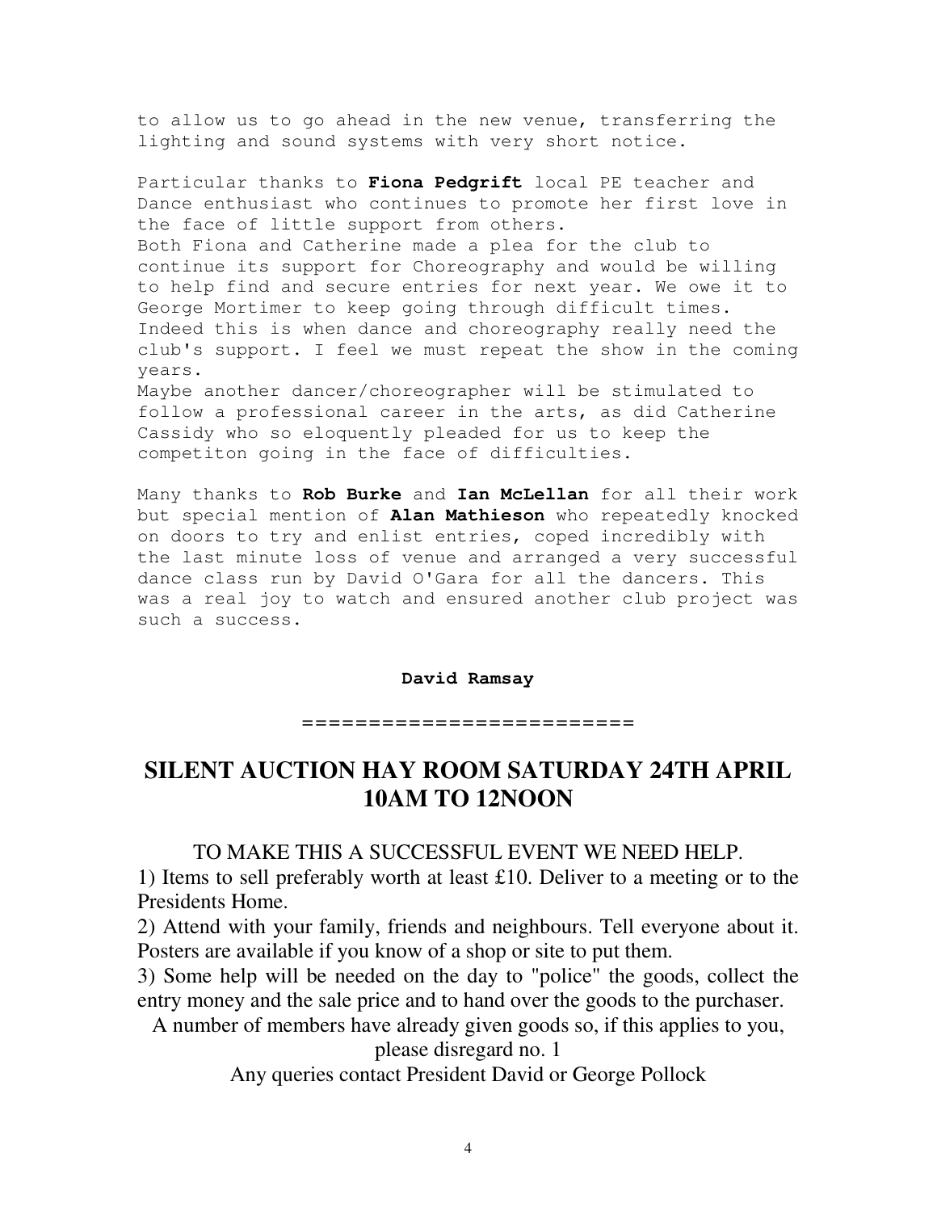to allow us to go ahead in the new venue, transferring the lighting and sound systems with very short notice.

Particular thanks to **Fiona Pedgrift** local PE teacher and Dance enthusiast who continues to promote her first love in the face of little support from others.
Both Fiona and Catherine made a plea for the club to continue its support for Choreography and would be willing to help find and secure entries for next year. We owe it to George Mortimer to keep going through difficult times. Indeed this is when dance and choreography really need the club's support. I feel we must repeat the show in the coming years.
Maybe another dancer/choreographer will be stimulated to follow a professional career in the arts, as did Catherine Cassidy who so eloquently pleaded for us to keep the competiton going in the face of difficulties.

Many thanks to **Rob Burke** and **Ian McLellan** for all their work but special mention of **Alan Mathieson** who repeatedly knocked on doors to try and enlist entries, coped incredibly with the last minute loss of venue and arranged a very successful dance class run by David O'Gara for all the dancers. This was a real joy to watch and ensured another club project was such a success.

**David Ramsay**

=========================

## SILENT AUCTION HAY ROOM SATURDAY 24TH APRIL 10AM TO 12NOON

TO MAKE THIS A SUCCESSFUL EVENT WE NEED HELP.

1) Items to sell preferably worth at least £10. Deliver to a meeting or to the Presidents Home.
2) Attend with your family, friends and neighbours. Tell everyone about it. Posters are available if you know of a shop or site to put them.
3) Some help will be needed on the day to "police" the goods, collect the entry money and the sale price and to hand over the goods to the purchaser.

A number of members have already given goods so, if this applies to you, please disregard no. 1

Any queries contact President David or George Pollock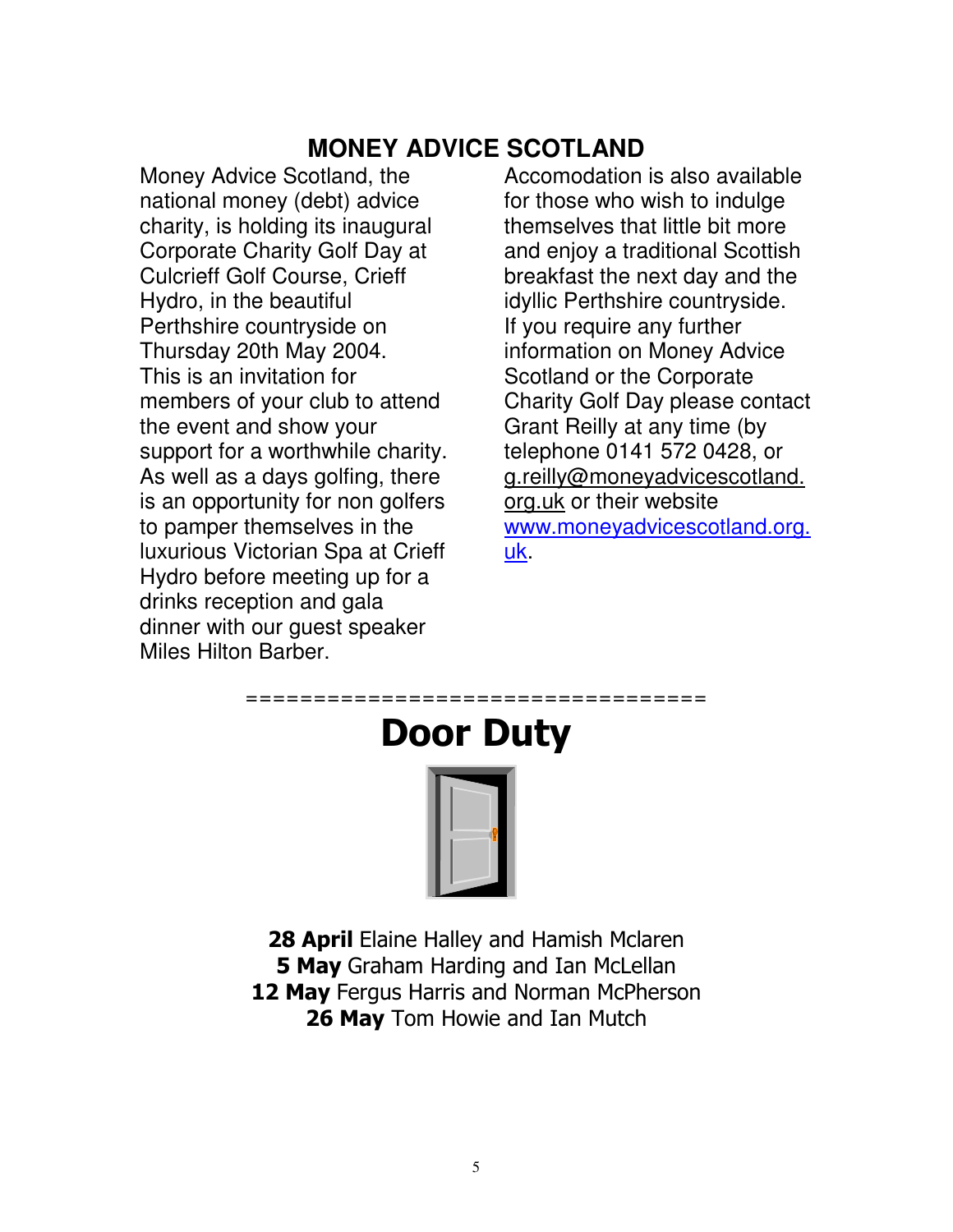# MONEY ADVICE SCOTLAND

Money Advice Scotland, the national money (debt) advice charity, is holding its inaugural Corporate Charity Golf Day at Culcrieff Golf Course, Crieff Hydro, in the beautiful Perthshire countryside on Thursday 20th May 2004. This is an invitation for members of your club to attend the event and show your support for a worthwhile charity. As well as a days golfing, there is an opportunity for non golfers to pamper themselves in the luxurious Victorian Spa at Crieff Hydro before meeting up for a drinks reception and gala dinner with our guest speaker Miles Hilton Barber.

Accomodation is also available for those who wish to indulge themselves that little bit more and enjoy a traditional Scottish breakfast the next day and the idyllic Perthshire countryside. If you require any further information on Money Advice Scotland or the Corporate Charity Golf Day please contact Grant Reilly at any time (by telephone 0141 572 0428, or g.reilly@moneyadvicescotland.org.uk or their website www.moneyadvicescotland.org.uk.

=================================

# Door Duty

**28 April** Elaine Halley and Hamish Mclaren
**5 May** Graham Harding and Ian McLellan
**12 May** Fergus Harris and Norman McPherson
**26 May** Tom Howie and Ian Mutch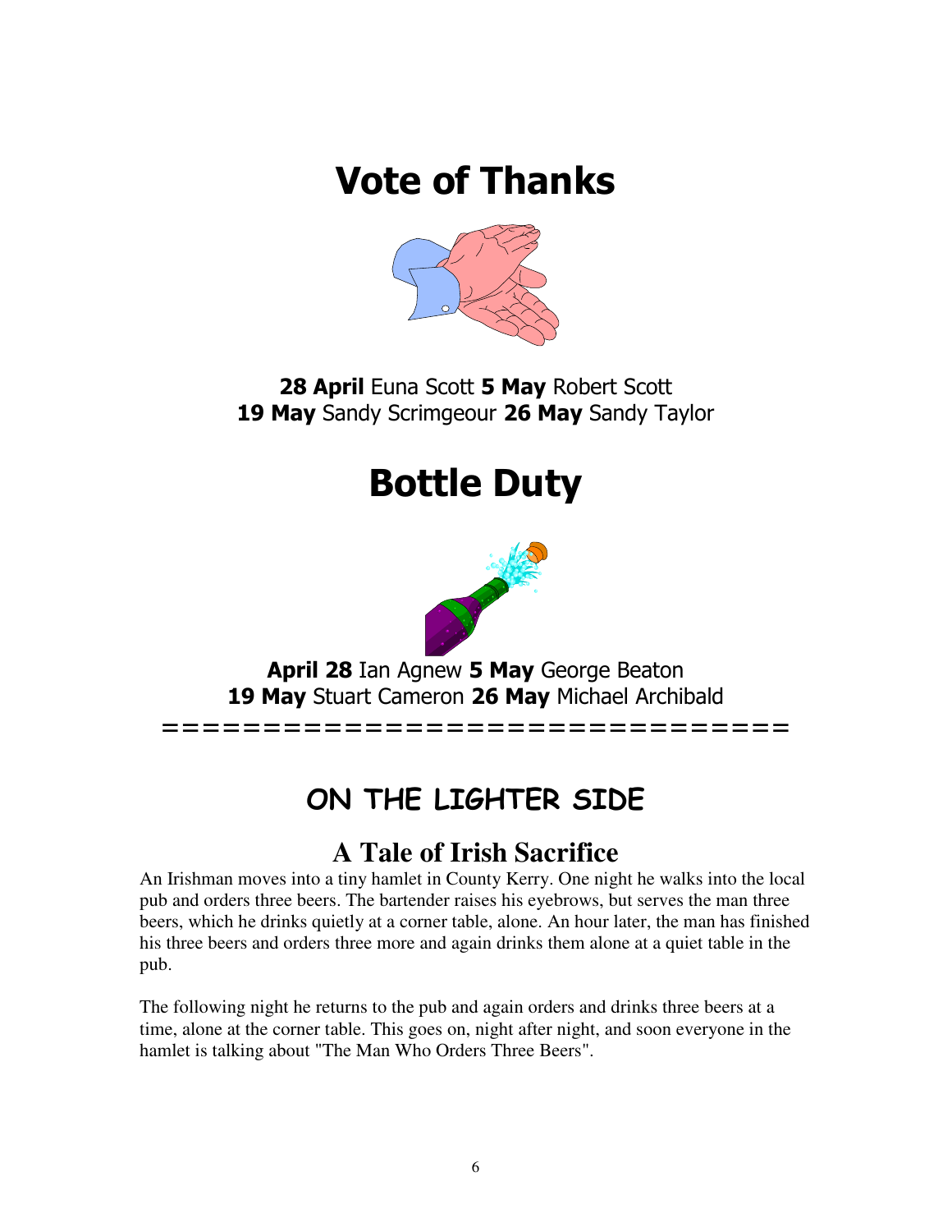# Vote of Thanks

**28 April** Euna Scott **5 May** Robert Scott
**19 May** Sandy Scrimgeour **26 May** Sandy Taylor

# Bottle Duty

**April 28** Ian Agnew **5 May** George Beaton
**19 May** Stuart Cameron **26 May** Michael Archibald

================================

## ON THE LIGHTER SIDE

### A Tale of Irish Sacrifice

An Irishman moves into a tiny hamlet in County Kerry. One night he walks into the local pub and orders three beers. The bartender raises his eyebrows, but serves the man three beers, which he drinks quietly at a corner table, alone. An hour later, the man has finished his three beers and orders three more and again drinks them alone at a quiet table in the pub.

The following night he returns to the pub and again orders and drinks three beers at a time, alone at the corner table. This goes on, night after night, and soon everyone in the hamlet is talking about "The Man Who Orders Three Beers".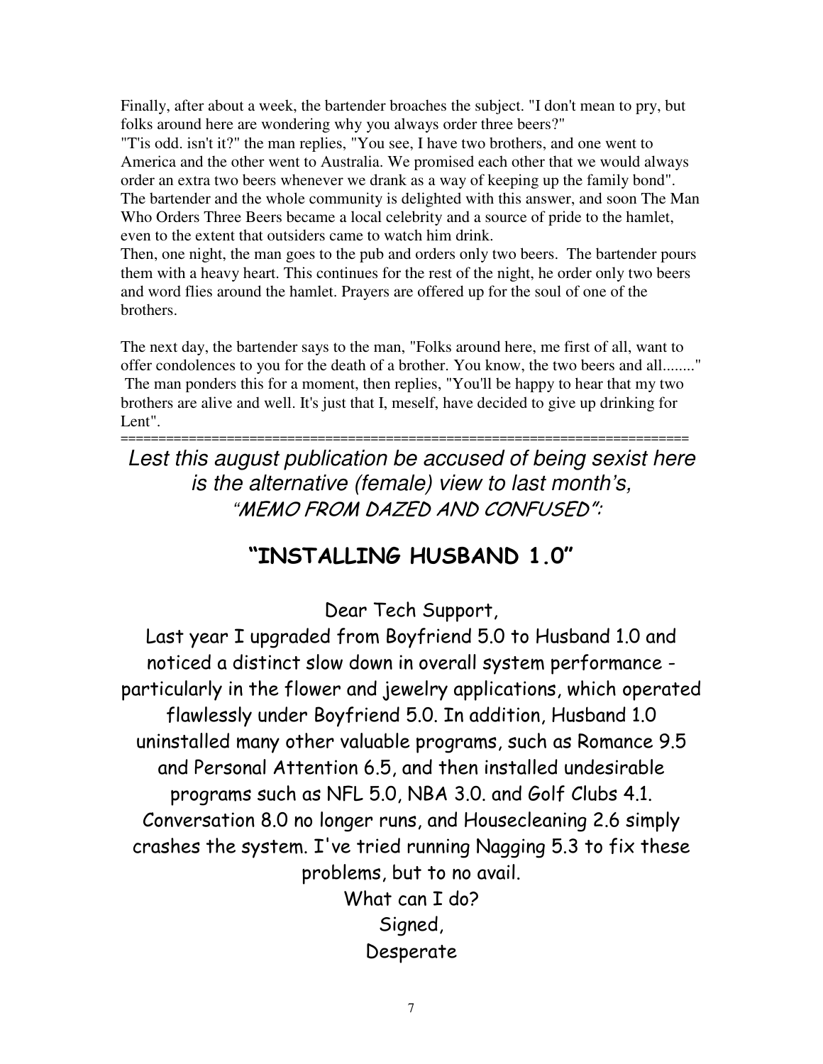Finally, after about a week, the bartender broaches the subject. "I don't mean to pry, but folks around here are wondering why you always order three beers?"

"T'is odd. isn't it?" the man replies, "You see, I have two brothers, and one went to America and the other went to Australia. We promised each other that we would always order an extra two beers whenever we drank as a way of keeping up the family bond".

The bartender and the whole community is delighted with this answer, and soon The Man Who Orders Three Beers became a local celebrity and a source of pride to the hamlet, even to the extent that outsiders came to watch him drink.

Then, one night, the man goes to the pub and orders only two beers. The bartender pours them with a heavy heart. This continues for the rest of the night, he order only two beers and word flies around the hamlet. Prayers are offered up for the soul of one of the brothers.

The next day, the bartender says to the man, "Folks around here, me first of all, want to offer condolences to you for the death of a brother. You know, the two beers and all........" The man ponders this for a moment, then replies, "You'll be happy to hear that my two brothers are alive and well. It's just that I, meself, have decided to give up drinking for Lent".

=========================================================================

*Lest this august publication be accused of being sexist here is the alternative (female) view to last month's, "MEMO FROM DAZED AND CONFUSED":*

## "INSTALLING HUSBAND 1.0"

Dear Tech Support,

Last year I upgraded from Boyfriend 5.0 to Husband 1.0 and noticed a distinct slow down in overall system performance - particularly in the flower and jewelry applications, which operated flawlessly under Boyfriend 5.0. In addition, Husband 1.0 uninstalled many other valuable programs, such as Romance 9.5 and Personal Attention 6.5, and then installed undesirable programs such as NFL 5.0, NBA 3.0. and Golf Clubs 4.1. Conversation 8.0 no longer runs, and Housecleaning 2.6 simply crashes the system. I've tried running Nagging 5.3 to fix these problems, but to no avail.

What can I do?

Signed,

Desperate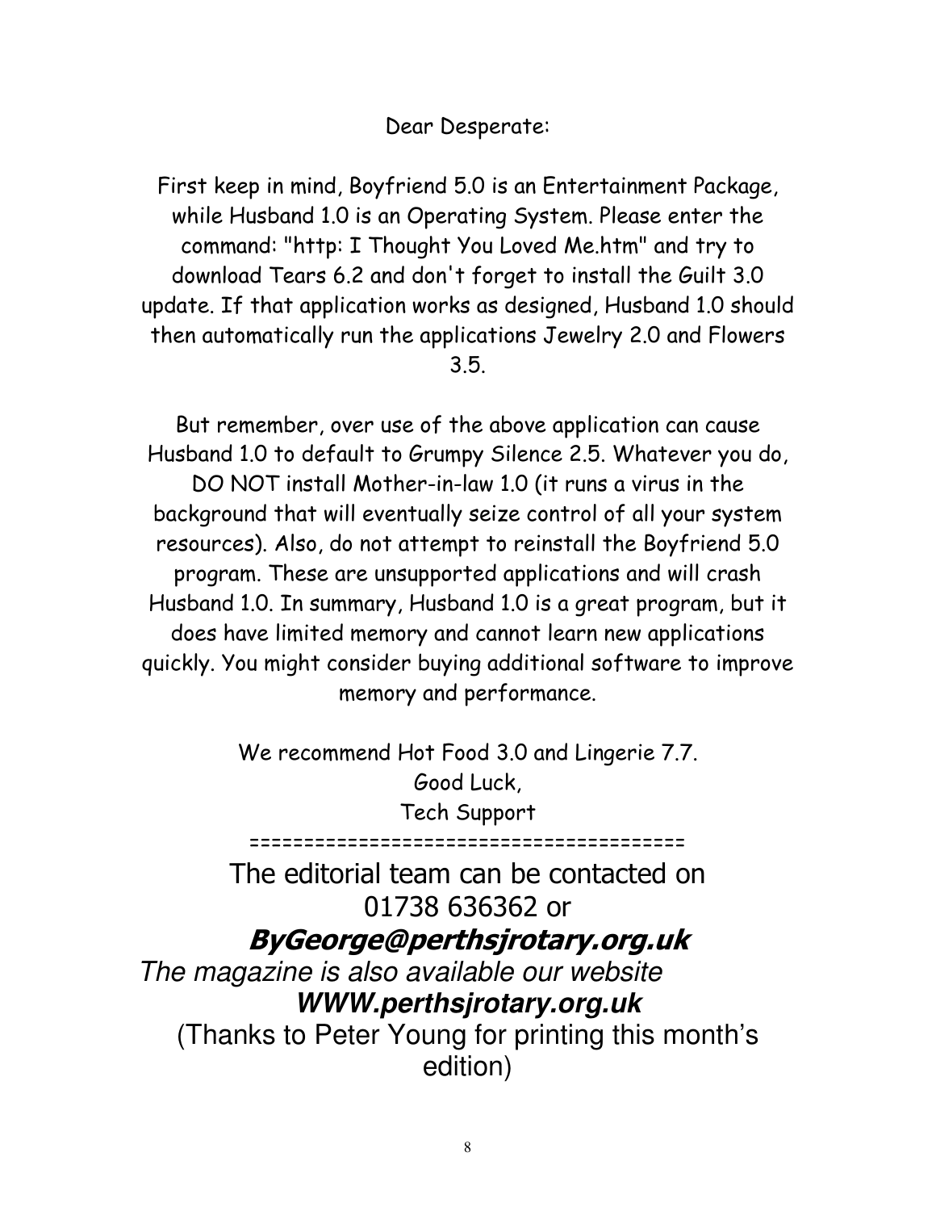Dear Desperate:

First keep in mind, Boyfriend 5.0 is an Entertainment Package, while Husband 1.0 is an Operating System. Please enter the command: "http: I Thought You Loved Me.htm" and try to download Tears 6.2 and don't forget to install the Guilt 3.0 update. If that application works as designed, Husband 1.0 should then automatically run the applications Jewelry 2.0 and Flowers 3.5.

But remember, over use of the above application can cause Husband 1.0 to default to Grumpy Silence 2.5. Whatever you do, DO NOT install Mother-in-law 1.0 (it runs a virus in the background that will eventually seize control of all your system resources). Also, do not attempt to reinstall the Boyfriend 5.0 program. These are unsupported applications and will crash Husband 1.0. In summary, Husband 1.0 is a great program, but it does have limited memory and cannot learn new applications quickly. You might consider buying additional software to improve memory and performance.

We recommend Hot Food 3.0 and Lingerie 7.7.
Good Luck,
Tech Support

========================================

The editorial team can be contacted on 01738 636362 or

***ByGeorge@perthsjrotary.org.uk***

*The magazine is also available our website*

***WWW.perthsjrotary.org.uk***

(Thanks to Peter Young for printing this month's edition)